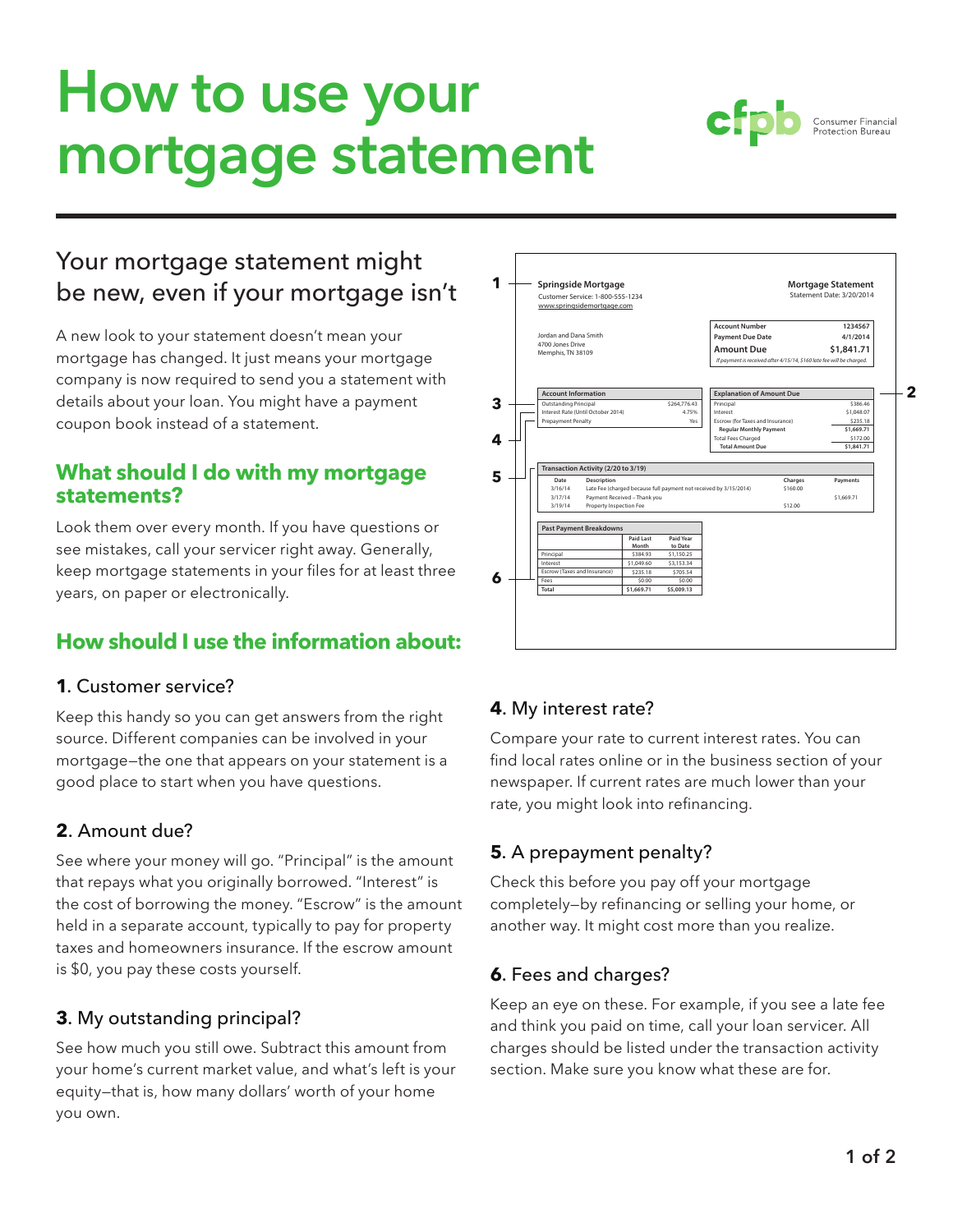# How to use your mortgage statement

cfpb Consumer Financial Protection Bureau

## Your mortgage statement might be new, even if your mortgage isn't

A new look to your statement doesn't mean your mortgage has changed. It just means your mortgage company is now required to send you a statement with details about your loan. You might have a payment coupon book instead of a statement.

### What should I do with my mortgage statements?

Look them over every month. If you have questions or see mistakes, call your servicer right away. Generally, keep mortgage statements in your files for at least three years, on paper or electronically.

**1**

**Springside Mortgage**
Customer Service: 1-800-555-1234
www.springsidemortgage.com

**Mortgage Statement**
Statement Date: 3/20/2014

Jordan and Dana Smith
4700 Jones Drive
Memphis, TN 38109

| | |
|---|---|
| **Account Number** | **1234567** |
| **Payment Due Date** | **4/1/2014** |
| **Amount Due** | **$1,841.71** |

*If payment is received after 4/15/14, $160 late fee will be charged.*

**3** **4**

| Account Information | |
|---|---|
| Outstanding Principal | $264,776.43 |
| Interest Rate (Until October 2014) | 4.75% |
| Prepayment Penalty | Yes |

**2**

| Explanation of Amount Due | |
|---|---|
| Principal | $386.46 |
| Interest | $1,048.07 |
| Escrow (for Taxes and Insurance) | $235.18 |
| **Regular Monthly Payment** | **$1,669.71** |
| Total Fees Charged | $172.00 |
| **Total Amount Due** | **$1,841.71** |

**5**

**Transaction Activity (2/20 to 3/19)**

| Date | Description | Charges | Payments |
|---|---|---|---|
| 3/16/14 | Late Fee (charged because full payment not received by 3/15/2014) | $160.00 | |
| 3/17/14 | Payment Received – Thank you | | $1,669.71 |
| 3/19/14 | Property Inspection Fee | $12.00 | |

**6**

| Past Payment Breakdowns | Paid Last Month | Paid Year to Date |
|---|---|---|
| Principal | $384.93 | $1,150.25 |
| Interest | $1,049.60 | $3,153.34 |
| Escrow (Taxes and Insurance) | $235.18 | $705.54 |
| Fees | $0.00 | $0.00 |
| **Total** | **$1,669.71** | **$5,009.13** |

### How should I use the information about:

#### **1**. Customer service?

Keep this handy so you can get answers from the right source. Different companies can be involved in your mortgage—the one that appears on your statement is a good place to start when you have questions.

#### **2**. Amount due?

See where your money will go. "Principal" is the amount that repays what you originally borrowed. "Interest" is the cost of borrowing the money. "Escrow" is the amount held in a separate account, typically to pay for property taxes and homeowners insurance. If the escrow amount is $0, you pay these costs yourself.

#### **3**. My outstanding principal?

See how much you still owe. Subtract this amount from your home's current market value, and what's left is your equity—that is, how many dollars' worth of your home you own.

#### **4**. My interest rate?

Compare your rate to current interest rates. You can find local rates online or in the business section of your newspaper. If current rates are much lower than your rate, you might look into refinancing.

#### **5**. A prepayment penalty?

Check this before you pay off your mortgage completely—by refinancing or selling your home, or another way. It might cost more than you realize.

#### **6**. Fees and charges?

Keep an eye on these. For example, if you see a late fee and think you paid on time, call your loan servicer. All charges should be listed under the transaction activity section. Make sure you know what these are for.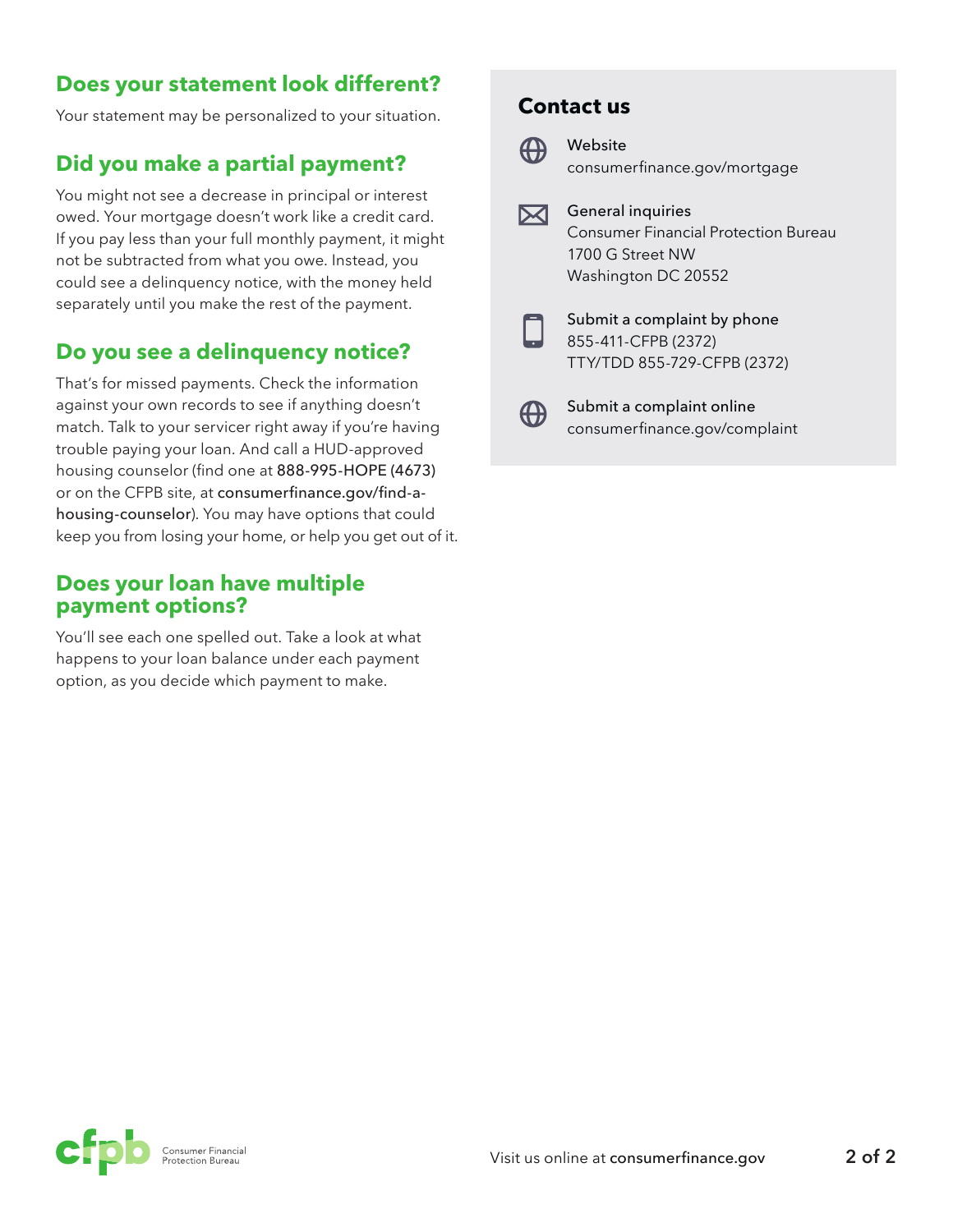## Does your statement look different?

Your statement may be personalized to your situation.

## Did you make a partial payment?

You might not see a decrease in principal or interest owed. Your mortgage doesn't work like a credit card. If you pay less than your full monthly payment, it might not be subtracted from what you owe. Instead, you could see a delinquency notice, with the money held separately until you make the rest of the payment.

## Do you see a delinquency notice?

That's for missed payments. Check the information against your own records to see if anything doesn't match. Talk to your servicer right away if you're having trouble paying your loan. And call a HUD-approved housing counselor (find one at 888-995-HOPE (4673) or on the CFPB site, at consumerfinance.gov/find-a-housing-counselor). You may have options that could keep you from losing your home, or help you get out of it.

## Does your loan have multiple payment options?

You'll see each one spelled out. Take a look at what happens to your loan balance under each payment option, as you decide which payment to make.

## Contact us

**Website**
consumerfinance.gov/mortgage

**General inquiries**
Consumer Financial Protection Bureau
1700 G Street NW
Washington DC 20552

**Submit a complaint by phone**
855-411-CFPB (2372)
TTY/TDD 855-729-CFPB (2372)

**Submit a complaint online**
consumerfinance.gov/complaint

Visit us online at consumerfinance.gov